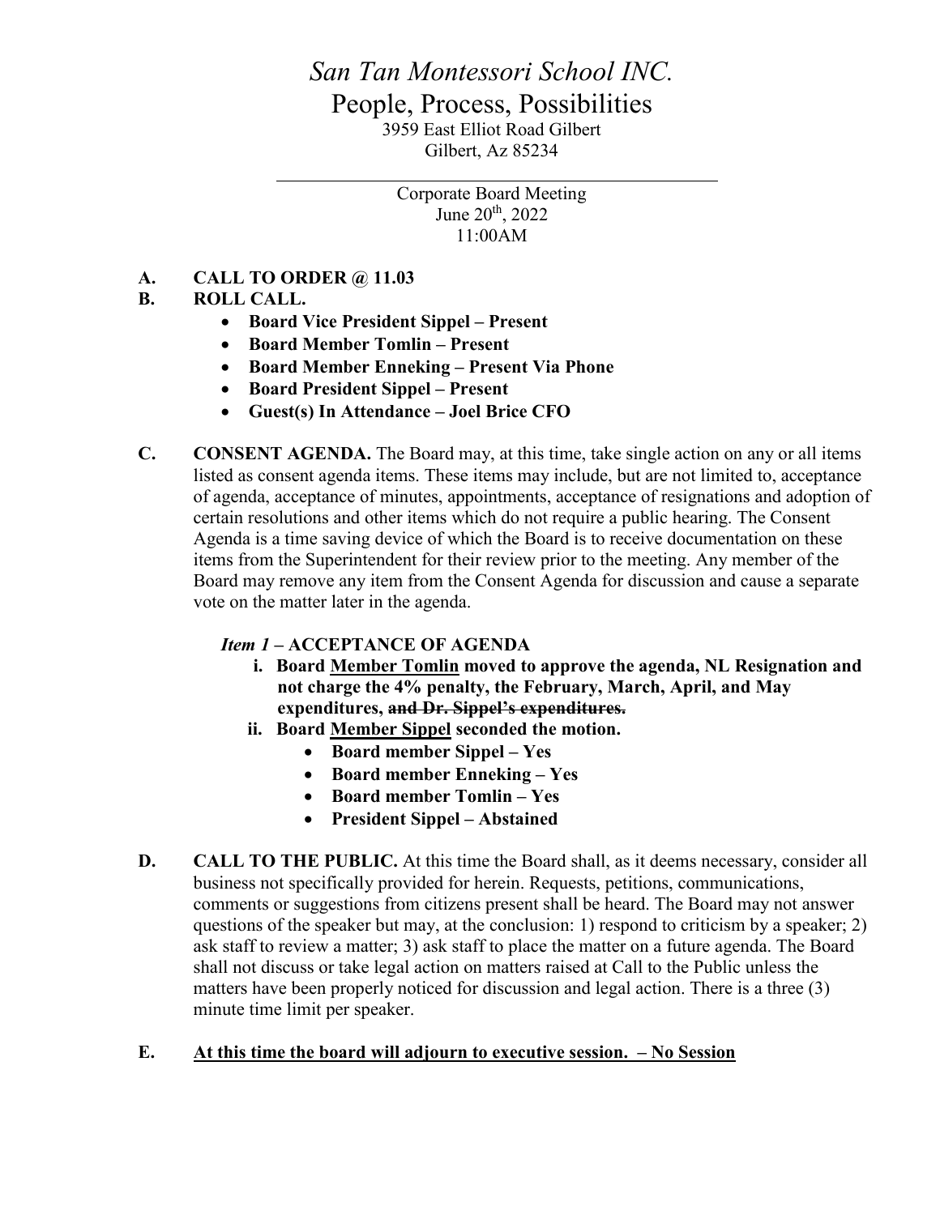# *San Tan Montessori School INC.*

## People, Process, Possibilities

3959 East Elliot Road Gilbert
Gilbert, Az 85234

---

Corporate Board Meeting
June 20th, 2022
11:00AM

**A. CALL TO ORDER @ 11.03**

**B. ROLL CALL.**

- **Board Vice President Sippel – Present**
- **Board Member Tomlin – Present**
- **Board Member Enneking – Present Via Phone**
- **Board President Sippel – Present**
- **Guest(s) In Attendance – Joel Brice CFO**

**C. CONSENT AGENDA.** The Board may, at this time, take single action on any or all items listed as consent agenda items. These items may include, but are not limited to, acceptance of agenda, acceptance of minutes, appointments, acceptance of resignations and adoption of certain resolutions and other items which do not require a public hearing. The Consent Agenda is a time saving device of which the Board is to receive documentation on these items from the Superintendent for their review prior to the meeting. Any member of the Board may remove any item from the Consent Agenda for discussion and cause a separate vote on the matter later in the agenda.

***Item 1*** **– ACCEPTANCE OF AGENDA**

i. **Board <u>Member Tomlin</u> moved to approve the agenda, NL Resignation and not charge the 4% penalty, the February, March, April, and May expenditures, ~~and Dr. Sippel's expenditures.~~**

ii. **Board <u>Member Sippel</u> seconded the motion.**

- **Board member Sippel – Yes**
- **Board member Enneking – Yes**
- **Board member Tomlin – Yes**
- **President Sippel – Abstained**

**D. CALL TO THE PUBLIC.** At this time the Board shall, as it deems necessary, consider all business not specifically provided for herein. Requests, petitions, communications, comments or suggestions from citizens present shall be heard. The Board may not answer questions of the speaker but may, at the conclusion: 1) respond to criticism by a speaker; 2) ask staff to review a matter; 3) ask staff to place the matter on a future agenda. The Board shall not discuss or take legal action on matters raised at Call to the Public unless the matters have been properly noticed for discussion and legal action. There is a three (3) minute time limit per speaker.

**E. <u>At this time the board will adjourn to executive session. – No Session</u>**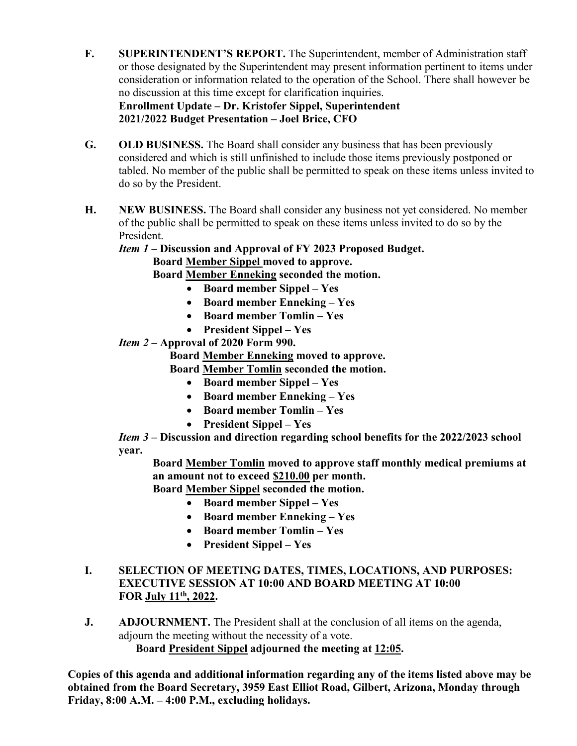**F. SUPERINTENDENT'S REPORT.** The Superintendent, member of Administration staff or those designated by the Superintendent may present information pertinent to items under consideration or information related to the operation of the School. There shall however be no discussion at this time except for clarification inquiries.
**Enrollment Update – Dr. Kristofer Sippel, Superintendent**
**2021/2022 Budget Presentation – Joel Brice, CFO**

**G. OLD BUSINESS.** The Board shall consider any business that has been previously considered and which is still unfinished to include those items previously postponed or tabled. No member of the public shall be permitted to speak on these items unless invited to do so by the President.

**H. NEW BUSINESS.** The Board shall consider any business not yet considered. No member of the public shall be permitted to speak on these items unless invited to do so by the President.

*Item 1* – **Discussion and Approval of FY 2023 Proposed Budget.**

**Board Member Sippel moved to approve.**
**Board Member Enneking seconded the motion.**

- **Board member Sippel – Yes**
- **Board member Enneking – Yes**
- **Board member Tomlin – Yes**
- **President Sippel – Yes**

*Item 2* – **Approval of 2020 Form 990.**

**Board Member Enneking moved to approve.**
**Board Member Tomlin seconded the motion.**

- **Board member Sippel – Yes**
- **Board member Enneking – Yes**
- **Board member Tomlin – Yes**
- **President Sippel – Yes**

*Item 3* – **Discussion and direction regarding school benefits for the 2022/2023 school year.**

**Board Member Tomlin moved to approve staff monthly medical premiums at an amount not to exceed $210.00 per month.**
**Board Member Sippel seconded the motion.**

- **Board member Sippel – Yes**
- **Board member Enneking – Yes**
- **Board member Tomlin – Yes**
- **President Sippel – Yes**

**I. SELECTION OF MEETING DATES, TIMES, LOCATIONS, AND PURPOSES: EXECUTIVE SESSION AT 10:00 AND BOARD MEETING AT 10:00 FOR July 11th, 2022.**

**J. ADJOURNMENT.** The President shall at the conclusion of all items on the agenda, adjourn the meeting without the necessity of a vote.

**Board President Sippel adjourned the meeting at 12:05.**

**Copies of this agenda and additional information regarding any of the items listed above may be obtained from the Board Secretary, 3959 East Elliot Road, Gilbert, Arizona, Monday through Friday, 8:00 A.M. – 4:00 P.M., excluding holidays.**